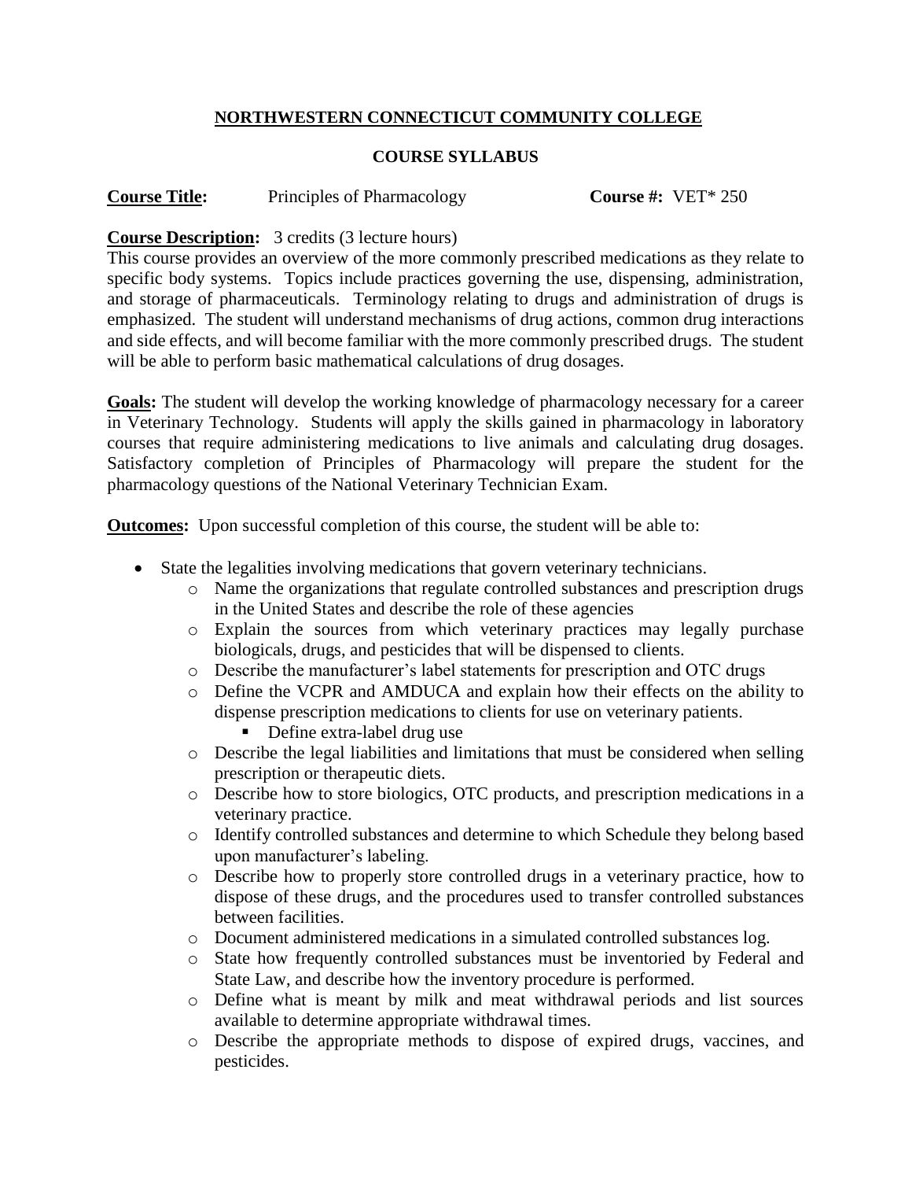# NORTHWESTERN CONNECTICUT COMMUNITY COLLEGE

## COURSE SYLLABUS

**Course Title:** Principles of Pharmacology **Course #:** VET* 250

**Course Description:** 3 credits (3 lecture hours)

This course provides an overview of the more commonly prescribed medications as they relate to specific body systems. Topics include practices governing the use, dispensing, administration, and storage of pharmaceuticals. Terminology relating to drugs and administration of drugs is emphasized. The student will understand mechanisms of drug actions, common drug interactions and side effects, and will become familiar with the more commonly prescribed drugs. The student will be able to perform basic mathematical calculations of drug dosages.

**Goals:** The student will develop the working knowledge of pharmacology necessary for a career in Veterinary Technology. Students will apply the skills gained in pharmacology in laboratory courses that require administering medications to live animals and calculating drug dosages. Satisfactory completion of Principles of Pharmacology will prepare the student for the pharmacology questions of the National Veterinary Technician Exam.

**Outcomes:** Upon successful completion of this course, the student will be able to:

- State the legalities involving medications that govern veterinary technicians.
    - Name the organizations that regulate controlled substances and prescription drugs in the United States and describe the role of these agencies
    - Explain the sources from which veterinary practices may legally purchase biologicals, drugs, and pesticides that will be dispensed to clients.
    - Describe the manufacturer's label statements for prescription and OTC drugs
    - Define the VCPR and AMDUCA and explain how their effects on the ability to dispense prescription medications to clients for use on veterinary patients.
        - Define extra-label drug use
    - Describe the legal liabilities and limitations that must be considered when selling prescription or therapeutic diets.
    - Describe how to store biologics, OTC products, and prescription medications in a veterinary practice.
    - Identify controlled substances and determine to which Schedule they belong based upon manufacturer's labeling.
    - Describe how to properly store controlled drugs in a veterinary practice, how to dispose of these drugs, and the procedures used to transfer controlled substances between facilities.
    - Document administered medications in a simulated controlled substances log.
    - State how frequently controlled substances must be inventoried by Federal and State Law, and describe how the inventory procedure is performed.
    - Define what is meant by milk and meat withdrawal periods and list sources available to determine appropriate withdrawal times.
    - Describe the appropriate methods to dispose of expired drugs, vaccines, and pesticides.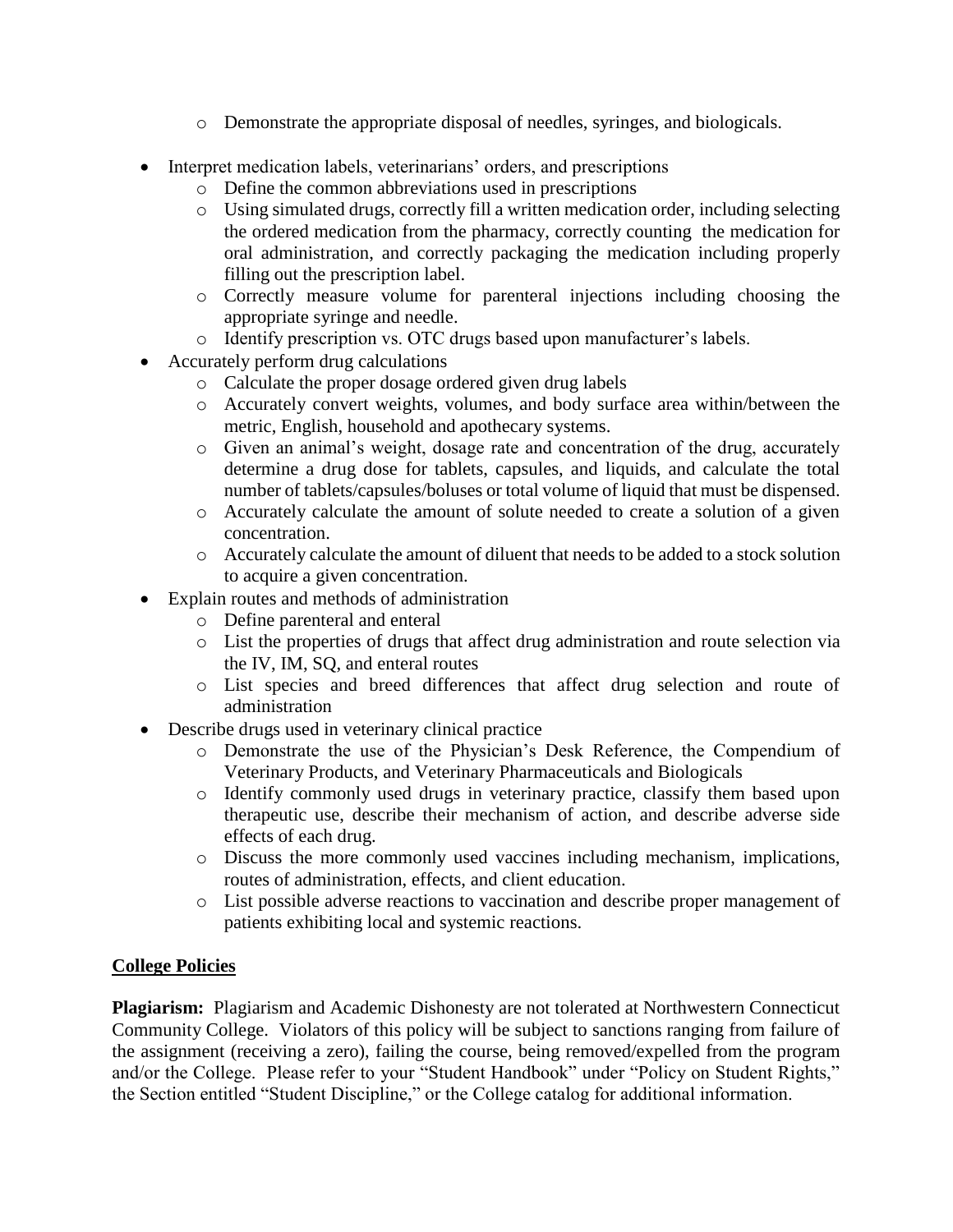- Demonstrate the appropriate disposal of needles, syringes, and biologicals.

- Interpret medication labels, veterinarians' orders, and prescriptions
  - Define the common abbreviations used in prescriptions
  - Using simulated drugs, correctly fill a written medication order, including selecting the ordered medication from the pharmacy, correctly counting the medication for oral administration, and correctly packaging the medication including properly filling out the prescription label.
  - Correctly measure volume for parenteral injections including choosing the appropriate syringe and needle.
  - Identify prescription vs. OTC drugs based upon manufacturer's labels.
- Accurately perform drug calculations
  - Calculate the proper dosage ordered given drug labels
  - Accurately convert weights, volumes, and body surface area within/between the metric, English, household and apothecary systems.
  - Given an animal's weight, dosage rate and concentration of the drug, accurately determine a drug dose for tablets, capsules, and liquids, and calculate the total number of tablets/capsules/boluses or total volume of liquid that must be dispensed.
  - Accurately calculate the amount of solute needed to create a solution of a given concentration.
  - Accurately calculate the amount of diluent that needs to be added to a stock solution to acquire a given concentration.
- Explain routes and methods of administration
  - Define parenteral and enteral
  - List the properties of drugs that affect drug administration and route selection via the IV, IM, SQ, and enteral routes
  - List species and breed differences that affect drug selection and route of administration
- Describe drugs used in veterinary clinical practice
  - Demonstrate the use of the Physician's Desk Reference, the Compendium of Veterinary Products, and Veterinary Pharmaceuticals and Biologicals
  - Identify commonly used drugs in veterinary practice, classify them based upon therapeutic use, describe their mechanism of action, and describe adverse side effects of each drug.
  - Discuss the more commonly used vaccines including mechanism, implications, routes of administration, effects, and client education.
  - List possible adverse reactions to vaccination and describe proper management of patients exhibiting local and systemic reactions.

## College Policies

**Plagiarism:** Plagiarism and Academic Dishonesty are not tolerated at Northwestern Connecticut Community College. Violators of this policy will be subject to sanctions ranging from failure of the assignment (receiving a zero), failing the course, being removed/expelled from the program and/or the College. Please refer to your "Student Handbook" under "Policy on Student Rights," the Section entitled "Student Discipline," or the College catalog for additional information.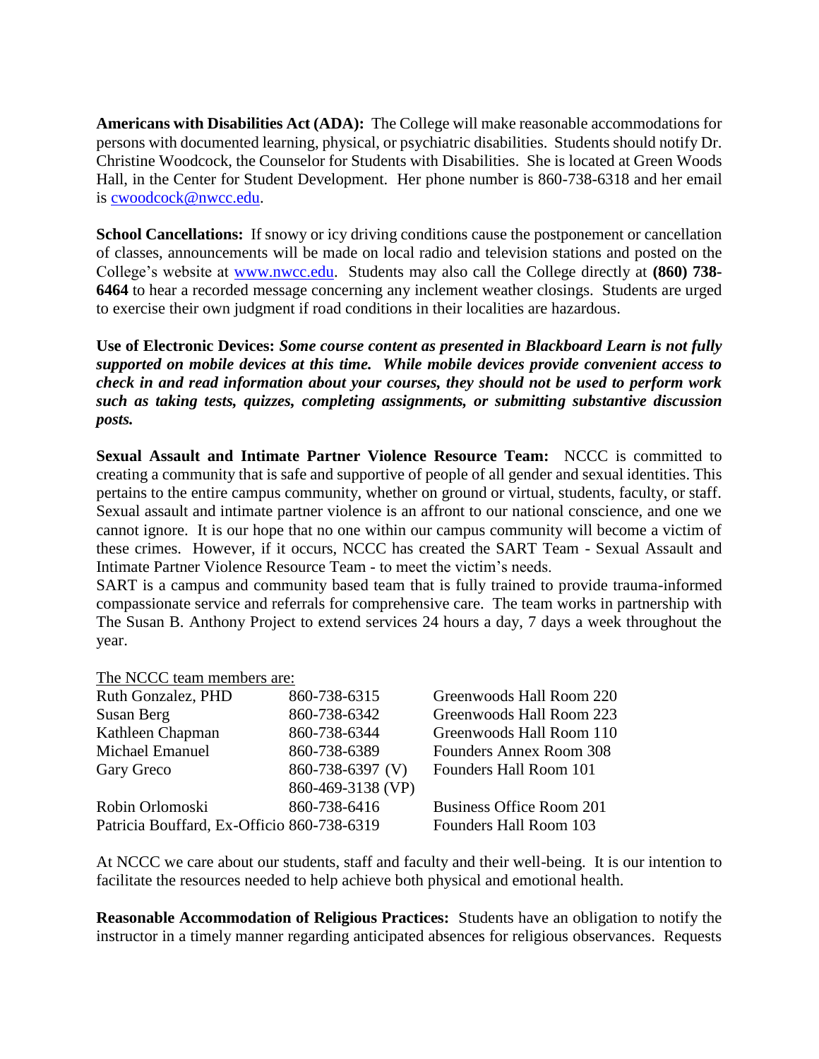**Americans with Disabilities Act (ADA):** The College will make reasonable accommodations for persons with documented learning, physical, or psychiatric disabilities. Students should notify Dr. Christine Woodcock, the Counselor for Students with Disabilities. She is located at Green Woods Hall, in the Center for Student Development. Her phone number is 860-738-6318 and her email is [cwoodcock@nwcc.edu](mailto:cwoodcock@nwcc.edu).

**School Cancellations:** If snowy or icy driving conditions cause the postponement or cancellation of classes, announcements will be made on local radio and television stations and posted on the College's website at [www.nwcc.edu](http://www.nwcc.edu). Students may also call the College directly at **(860) 738-6464** to hear a recorded message concerning any inclement weather closings. Students are urged to exercise their own judgment if road conditions in their localities are hazardous.

**Use of Electronic Devices:** ***Some course content as presented in Blackboard Learn is not fully supported on mobile devices at this time. While mobile devices provide convenient access to check in and read information about your courses, they should not be used to perform work such as taking tests, quizzes, completing assignments, or submitting substantive discussion posts.***

**Sexual Assault and Intimate Partner Violence Resource Team:** NCCC is committed to creating a community that is safe and supportive of people of all gender and sexual identities. This pertains to the entire campus community, whether on ground or virtual, students, faculty, or staff. Sexual assault and intimate partner violence is an affront to our national conscience, and one we cannot ignore. It is our hope that no one within our campus community will become a victim of these crimes. However, if it occurs, NCCC has created the SART Team - Sexual Assault and Intimate Partner Violence Resource Team - to meet the victim's needs.

SART is a campus and community based team that is fully trained to provide trauma-informed compassionate service and referrals for comprehensive care. The team works in partnership with The Susan B. Anthony Project to extend services 24 hours a day, 7 days a week throughout the year.

<u>The NCCC team members are:</u>

| Name | Phone | Location |
|---|---|---|
| Ruth Gonzalez, PHD | 860-738-6315 | Greenwoods Hall Room 220 |
| Susan Berg | 860-738-6342 | Greenwoods Hall Room 223 |
| Kathleen Chapman | 860-738-6344 | Greenwoods Hall Room 110 |
| Michael Emanuel | 860-738-6389 | Founders Annex Room 308 |
| Gary Greco | 860-738-6397 (V)<br>860-469-3138 (VP) | Founders Hall Room 101 |
| Robin Orlomoski | 860-738-6416 | Business Office Room 201 |
| Patricia Bouffard, Ex-Officio | 860-738-6319 | Founders Hall Room 103 |

At NCCC we care about our students, staff and faculty and their well-being. It is our intention to facilitate the resources needed to help achieve both physical and emotional health.

**Reasonable Accommodation of Religious Practices:** Students have an obligation to notify the instructor in a timely manner regarding anticipated absences for religious observances. Requests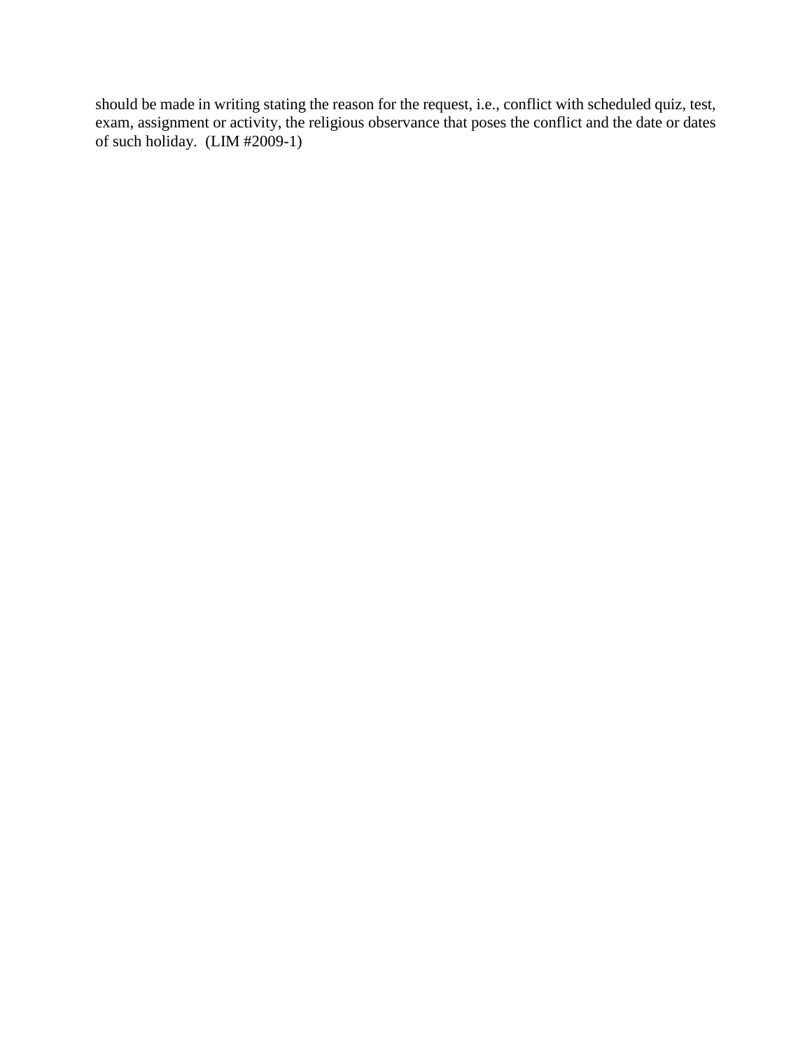should be made in writing stating the reason for the request, i.e., conflict with scheduled quiz, test, exam, assignment or activity, the religious observance that poses the conflict and the date or dates of such holiday. (LIM #2009-1)